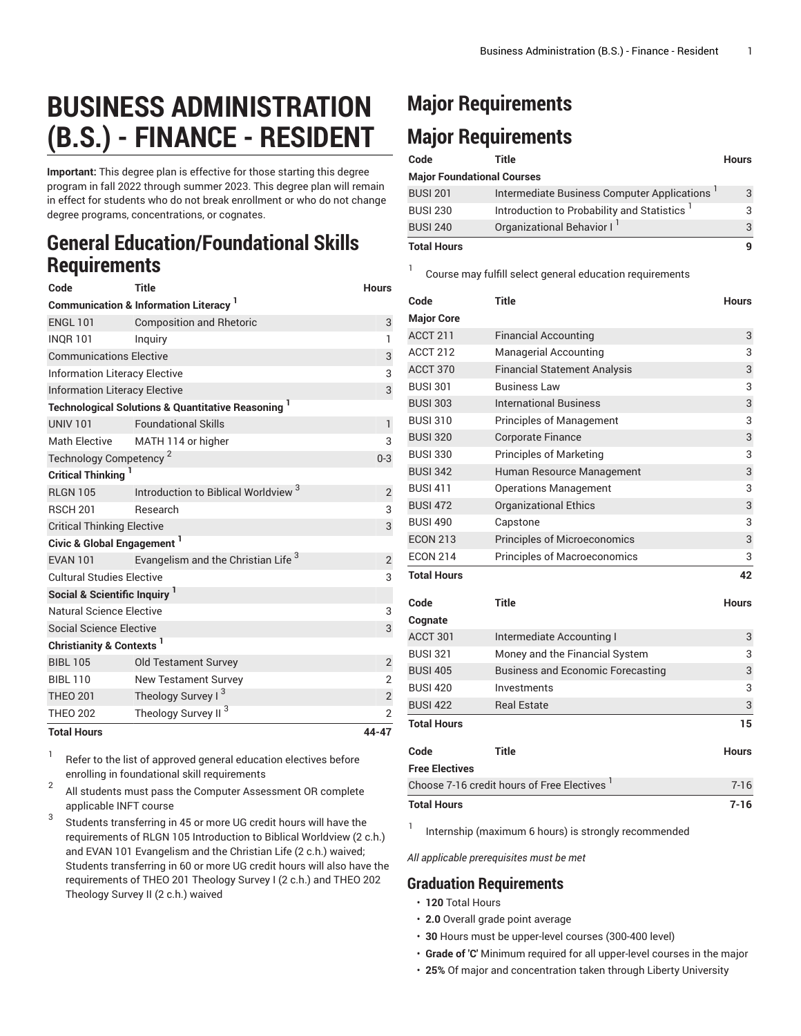# BUSINESS ADMINISTRATION (B.S.) - FINANCE - RESIDENT

**Important:** This degree plan is effective for those starting this degree program in fall 2022 through summer 2023. This degree plan will remain in effect for students who do not break enrollment or who do not change degree programs, concentrations, or cognates.

## General Education/Foundational Skills Requirements

| Code | Title | Hours |
|---|---|---|
| **Communication & Information Literacy** [1] | | |
| ENGL 101 | Composition and Rhetoric | 3 |
| INQR 101 | Inquiry | 1 |
| Communications Elective | | 3 |
| Information Literacy Elective | | 3 |
| Information Literacy Elective | | 3 |
| **Technological Solutions & Quantitative Reasoning** [1] | | |
| UNIV 101 | Foundational Skills | 1 |
| Math Elective | MATH 114 or higher | 3 |
| Technology Competency [2] | | 0-3 |
| **Critical Thinking** [1] | | |
| RLGN 105 | Introduction to Biblical Worldview [3] | 2 |
| RSCH 201 | Research | 3 |
| Critical Thinking Elective | | 3 |
| **Civic & Global Engagement** [1] | | |
| EVAN 101 | Evangelism and the Christian Life [3] | 2 |
| Cultural Studies Elective | | 3 |
| **Social & Scientific Inquiry** [1] | | |
| Natural Science Elective | | 3 |
| Social Science Elective | | 3 |
| **Christianity & Contexts** [1] | | |
| BIBL 105 | Old Testament Survey | 2 |
| BIBL 110 | New Testament Survey | 2 |
| THEO 201 | Theology Survey I [3] | 2 |
| THEO 202 | Theology Survey II [3] | 2 |
| **Total Hours** | | **44-47** |

1. Refer to the list of approved general education electives before enrolling in foundational skill requirements
2. All students must pass the Computer Assessment OR complete applicable INFT course
3. Students transferring in 45 or more UG credit hours will have the requirements of RLGN 105 Introduction to Biblical Worldview (2 c.h.) and EVAN 101 Evangelism and the Christian Life (2 c.h.) waived; Students transferring in 60 or more UG credit hours will also have the requirements of THEO 201 Theology Survey I (2 c.h.) and THEO 202 Theology Survey II (2 c.h.) waived

# Major Requirements

## Major Requirements

| Code | Title | Hours |
|---|---|---|
| **Major Foundational Courses** | | |
| BUSI 201 | Intermediate Business Computer Applications [1] | 3 |
| BUSI 230 | Introduction to Probability and Statistics [1] | 3 |
| BUSI 240 | Organizational Behavior I [1] | 3 |
| **Total Hours** | | **9** |

1. Course may fulfill select general education requirements

| Code | Title | Hours |
|---|---|---|
| **Major Core** | | |
| ACCT 211 | Financial Accounting | 3 |
| ACCT 212 | Managerial Accounting | 3 |
| ACCT 370 | Financial Statement Analysis | 3 |
| BUSI 301 | Business Law | 3 |
| BUSI 303 | International Business | 3 |
| BUSI 310 | Principles of Management | 3 |
| BUSI 320 | Corporate Finance | 3 |
| BUSI 330 | Principles of Marketing | 3 |
| BUSI 342 | Human Resource Management | 3 |
| BUSI 411 | Operations Management | 3 |
| BUSI 472 | Organizational Ethics | 3 |
| BUSI 490 | Capstone | 3 |
| ECON 213 | Principles of Microeconomics | 3 |
| ECON 214 | Principles of Macroeconomics | 3 |
| **Total Hours** | | **42** |

| Code | Title | Hours |
|---|---|---|
| **Cognate** | | |
| ACCT 301 | Intermediate Accounting I | 3 |
| BUSI 321 | Money and the Financial System | 3 |
| BUSI 405 | Business and Economic Forecasting | 3 |
| BUSI 420 | Investments | 3 |
| BUSI 422 | Real Estate | 3 |
| **Total Hours** | | **15** |

| Code | Title | Hours |
|---|---|---|
| **Free Electives** | | |
| Choose 7-16 credit hours of Free Electives [1] | | 7-16 |
| **Total Hours** | | **7-16** |

1. Internship (maximum 6 hours) is strongly recommended

*All applicable prerequisites must be met*

## Graduation Requirements

- **120** Total Hours
- **2.0** Overall grade point average
- **30** Hours must be upper-level courses (300-400 level)
- **Grade of 'C'** Minimum required for all upper-level courses in the major
- **25%** Of major and concentration taken through Liberty University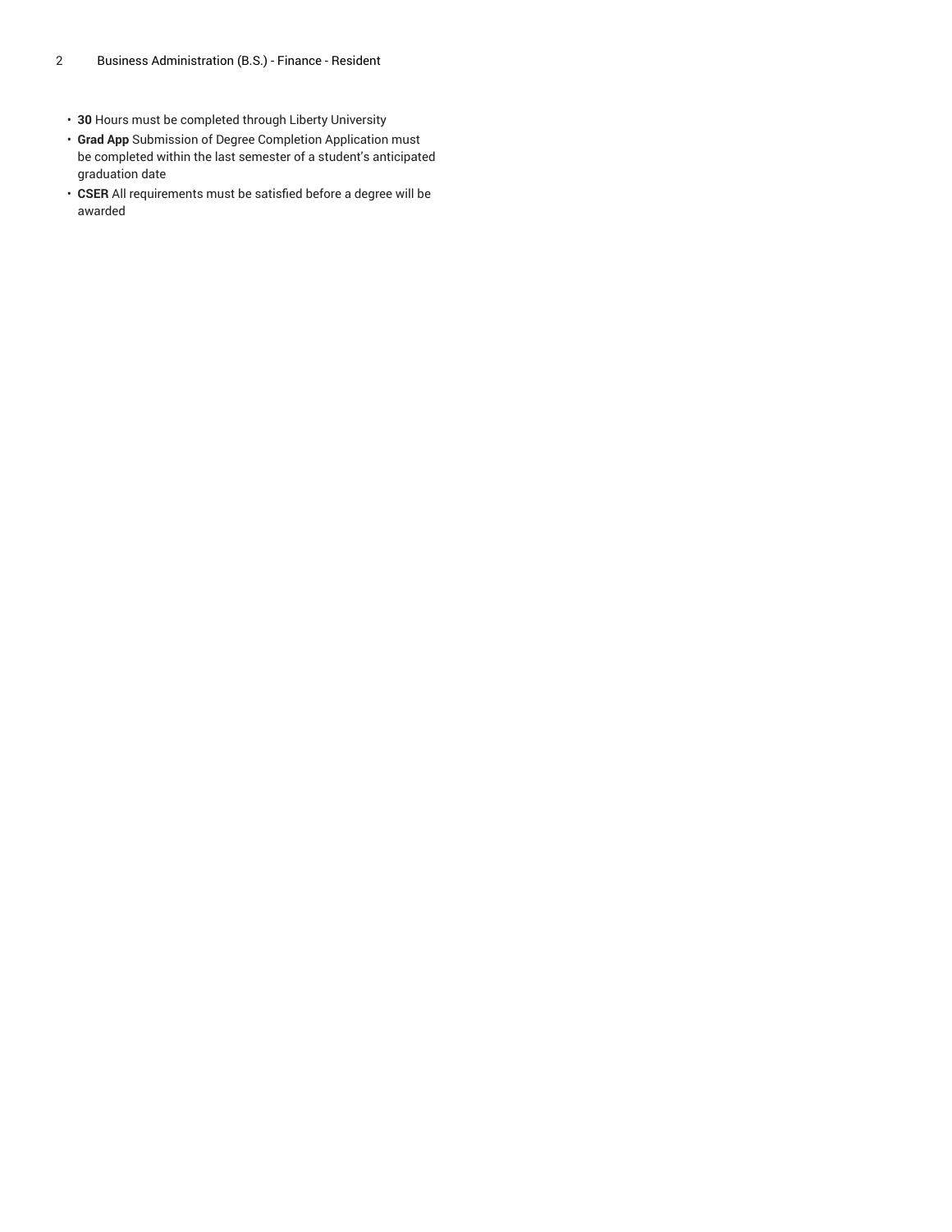- **30** Hours must be completed through Liberty University
- **Grad App** Submission of Degree Completion Application must be completed within the last semester of a student's anticipated graduation date
- **CSER** All requirements must be satisfied before a degree will be awarded